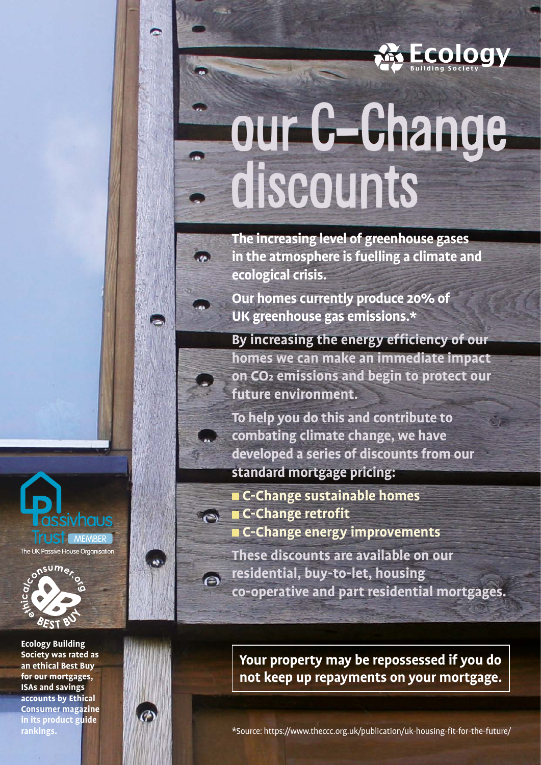Ecology Building Society

# our C-Change discounts

**The increasing level of greenhouse gases in the atmosphere is fuelling a climate and ecological crisis.**

**Our homes currently produce 20% of UK greenhouse gas emissions.***

**By increasing the energy efficiency of our homes we can make an immediate impact on $CO_2$ emissions and begin to protect our future environment.**

**To help you do this and contribute to combating climate change, we have developed a series of discounts from our standard mortgage pricing:**

- **C-Change sustainable homes**
- **C-Change retrofit**
- **C-Change energy improvements**

**These discounts are available on our residential, buy-to-let, housing co-operative and part residential mortgages.**

**Your property may be repossessed if you do not keep up repayments on your mortgage.**

Passivhaus Trust MEMBER
The UK Passive House Organisation

ethicalconsumer.org BEST BUY

**Ecology Building Society was rated as an ethical Best Buy for our mortgages, ISAs and savings accounts by Ethical Consumer magazine in its product guide rankings.**

*Source: https://www.theccc.org.uk/publication/uk-housing-fit-for-the-future/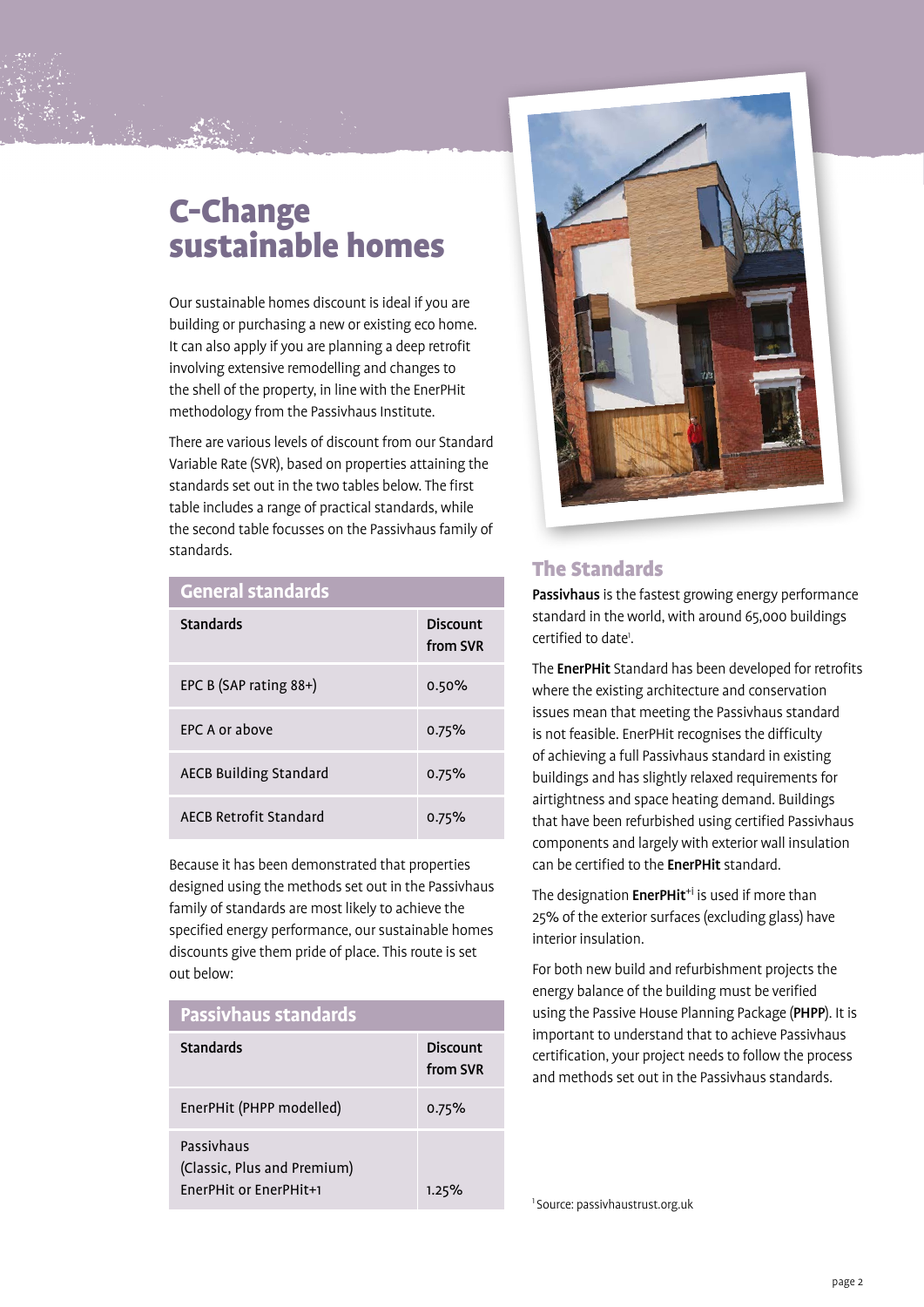# C-Change sustainable homes

Our sustainable homes discount is ideal if you are building or purchasing a new or existing eco home. It can also apply if you are planning a deep retrofit involving extensive remodelling and changes to the shell of the property, in line with the EnerPHit methodology from the Passivhaus Institute.

There are various levels of discount from our Standard Variable Rate (SVR), based on properties attaining the standards set out in the two tables below. The first table includes a range of practical standards, while the second table focusses on the Passivhaus family of standards.

**General standards**

| Standards | Discount from SVR |
|---|---|
| EPC B (SAP rating 88+) | 0.50% |
| EPC A or above | 0.75% |
| AECB Building Standard | 0.75% |
| AECB Retrofit Standard | 0.75% |

Because it has been demonstrated that properties designed using the methods set out in the Passivhaus family of standards are most likely to achieve the specified energy performance, our sustainable homes discounts give them pride of place. This route is set out below:

**Passivhaus standards**

| Standards | Discount from SVR |
|---|---|
| EnerPHit (PHPP modelled) | 0.75% |
| Passivhaus (Classic, Plus and Premium) EnerPHit or EnerPHit+1 | 1.25% |

## The Standards

**Passivhaus** is the fastest growing energy performance standard in the world, with around 65,000 buildings certified to date[1].

The **EnerPHit** Standard has been developed for retrofits where the existing architecture and conservation issues mean that meeting the Passivhaus standard is not feasible. EnerPHit recognises the difficulty of achieving a full Passivhaus standard in existing buildings and has slightly relaxed requirements for airtightness and space heating demand. Buildings that have been refurbished using certified Passivhaus components and largely with exterior wall insulation can be certified to the **EnerPHit** standard.

The designation **EnerPHit**+i is used if more than 25% of the exterior surfaces (excluding glass) have interior insulation.

For both new build and refurbishment projects the energy balance of the building must be verified using the Passive House Planning Package (**PHPP**). It is important to understand that to achieve Passivhaus certification, your project needs to follow the process and methods set out in the Passivhaus standards.

[1] Source: passivhaustrust.org.uk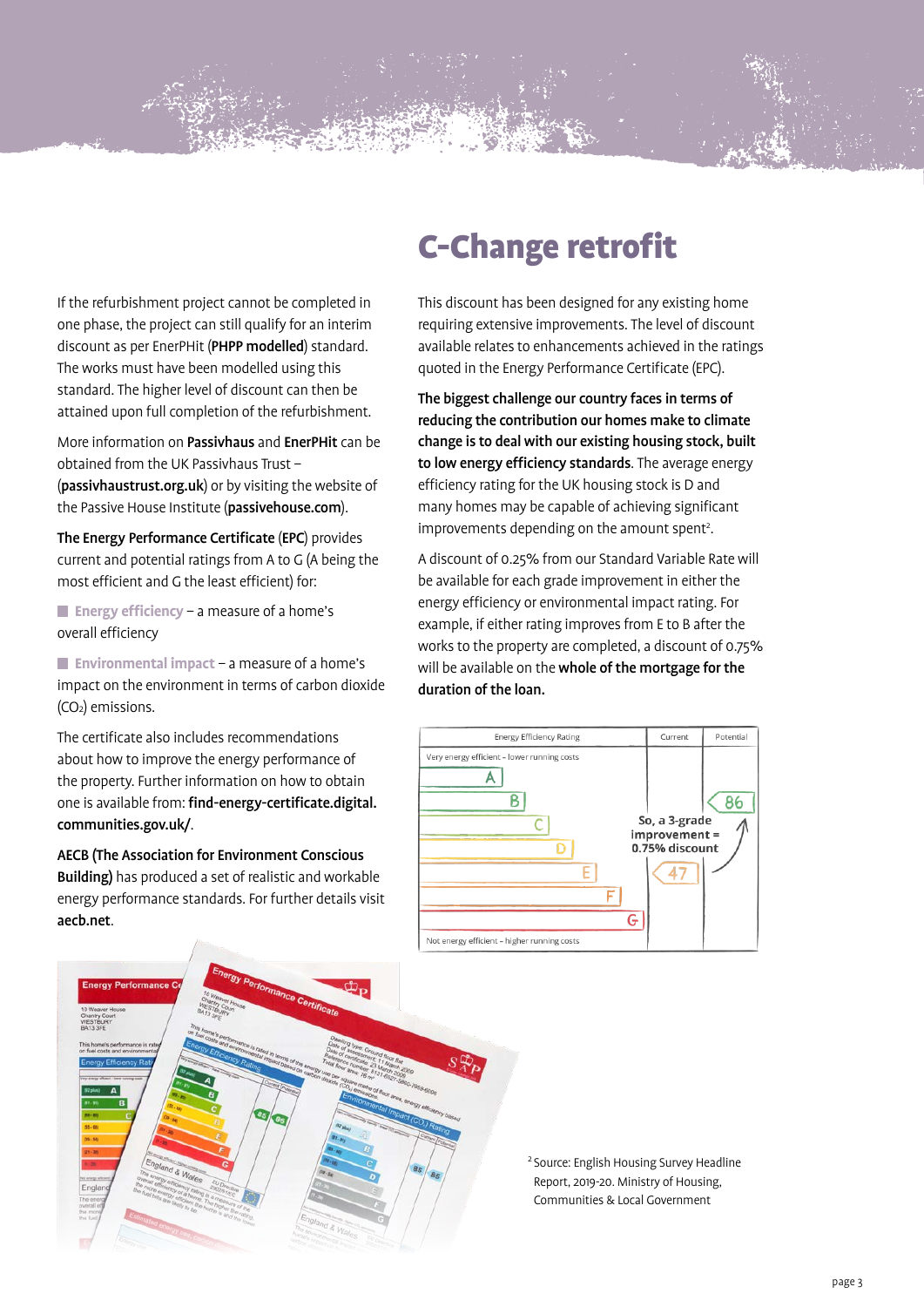If the refurbishment project cannot be completed in one phase, the project can still qualify for an interim discount as per EnerPHit (**PHPP modelled**) standard. The works must have been modelled using this standard. The higher level of discount can then be attained upon full completion of the refurbishment.

More information on **Passivhaus** and **EnerPHit** can be obtained from the UK Passivhaus Trust – (**passivhaustrust.org.uk**) or by visiting the website of the Passive House Institute (**passivehouse.com**).

**The Energy Performance Certificate** (**EPC**) provides current and potential ratings from A to G (A being the most efficient and G the least efficient) for:

- **Energy efficiency** – a measure of a home's overall efficiency
- **Environmental impact** – a measure of a home's impact on the environment in terms of carbon dioxide ($CO_2$) emissions.

The certificate also includes recommendations about how to improve the energy performance of the property. Further information on how to obtain one is available from: **find-energy-certificate.digital.communities.gov.uk/**.

**AECB (The Association for Environment Conscious Building)** has produced a set of realistic and workable energy performance standards. For further details visit **aecb.net**.

# C-Change retrofit

This discount has been designed for any existing home requiring extensive improvements. The level of discount available relates to enhancements achieved in the ratings quoted in the Energy Performance Certificate (EPC).

**The biggest challenge our country faces in terms of reducing the contribution our homes make to climate change is to deal with our existing housing stock, built to low energy efficiency standards**. The average energy efficiency rating for the UK housing stock is D and many homes may be capable of achieving significant improvements depending on the amount spent[2].

A discount of 0.25% from our Standard Variable Rate will be available for each grade improvement in either the energy efficiency or environmental impact rating. For example, if either rating improves from E to B after the works to the property are completed, a discount of 0.75% will be available on the **whole of the mortgage for the duration of the loan.**

| Energy Efficiency Rating | Current | Potential |
|---|---|---|
| Very energy efficient - lower running costs | | |
| A | | |
| B | | 86 |
| C | | |
| D | | |
| E | 47 | |
| F | | |
| G | | |
| Not energy efficient - higher running costs | | |

So, a 3-grade improvement = 0.75% discount

[2] Source: English Housing Survey Headline Report, 2019-20. Ministry of Housing, Communities & Local Government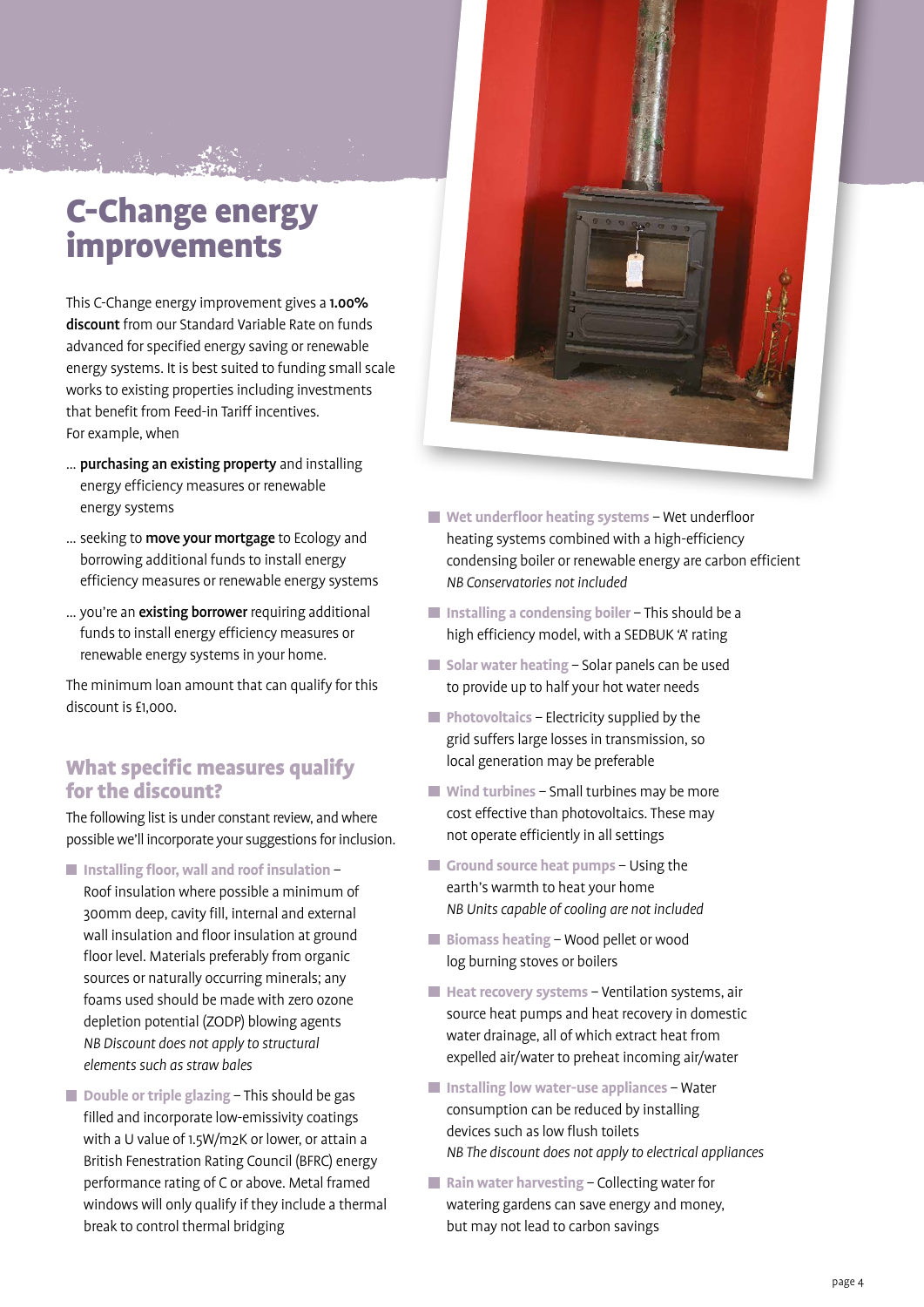# C-Change energy improvements

This C-Change energy improvement gives a **1.00% discount** from our Standard Variable Rate on funds advanced for specified energy saving or renewable energy systems. It is best suited to funding small scale works to existing properties including investments that benefit from Feed-in Tariff incentives.
For example, when

... **purchasing an existing property** and installing energy efficiency measures or renewable energy systems

... seeking to **move your mortgage** to Ecology and borrowing additional funds to install energy efficiency measures or renewable energy systems

... you're an **existing borrower** requiring additional funds to install energy efficiency measures or renewable energy systems in your home.

The minimum loan amount that can qualify for this discount is £1,000.

## What specific measures qualify for the discount?

The following list is under constant review, and where possible we'll incorporate your suggestions for inclusion.

- **Installing floor, wall and roof insulation** – Roof insulation where possible a minimum of 300mm deep, cavity fill, internal and external wall insulation and floor insulation at ground floor level. Materials preferably from organic sources or naturally occurring minerals; any foams used should be made with zero ozone depletion potential (ZODP) blowing agents
  *NB Discount does not apply to structural elements such as straw bales*
- **Double or triple glazing** – This should be gas filled and incorporate low-emissivity coatings with a U value of 1.5W/m2K or lower, or attain a British Fenestration Rating Council (BFRC) energy performance rating of C or above. Metal framed windows will only qualify if they include a thermal break to control thermal bridging
- **Wet underfloor heating systems** – Wet underfloor heating systems combined with a high-efficiency condensing boiler or renewable energy are carbon efficient
  *NB Conservatories not included*
- **Installing a condensing boiler** – This should be a high efficiency model, with a SEDBUK 'A' rating
- **Solar water heating** – Solar panels can be used to provide up to half your hot water needs
- **Photovoltaics** – Electricity supplied by the grid suffers large losses in transmission, so local generation may be preferable
- **Wind turbines** – Small turbines may be more cost effective than photovoltaics. These may not operate efficiently in all settings
- **Ground source heat pumps** – Using the earth's warmth to heat your home
  *NB Units capable of cooling are not included*
- **Biomass heating** – Wood pellet or wood log burning stoves or boilers
- **Heat recovery systems** – Ventilation systems, air source heat pumps and heat recovery in domestic water drainage, all of which extract heat from expelled air/water to preheat incoming air/water
- **Installing low water-use appliances** – Water consumption can be reduced by installing devices such as low flush toilets
  *NB The discount does not apply to electrical appliances*
- **Rain water harvesting** – Collecting water for watering gardens can save energy and money, but may not lead to carbon savings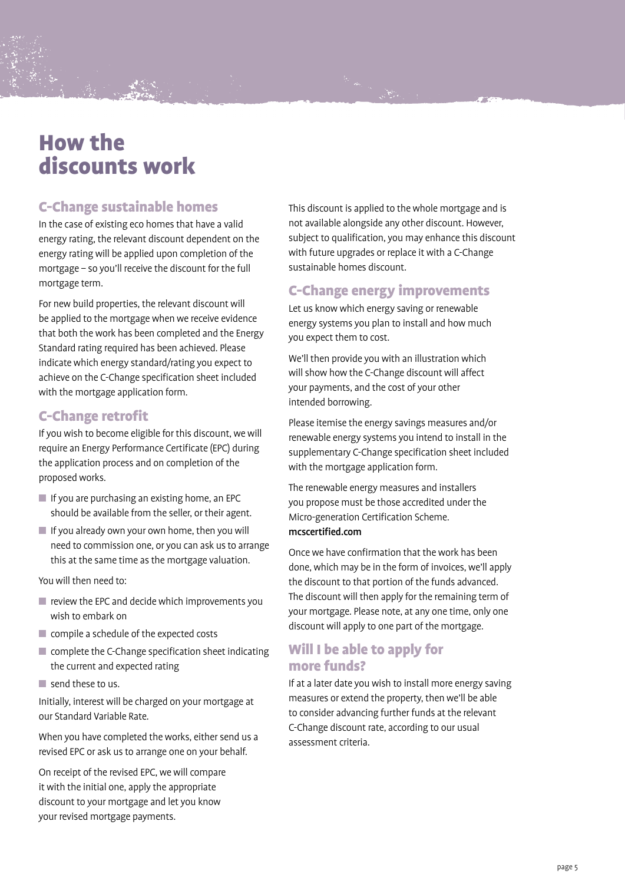# How the discounts work

## C-Change sustainable homes

In the case of existing eco homes that have a valid energy rating, the relevant discount dependent on the energy rating will be applied upon completion of the mortgage – so you'll receive the discount for the full mortgage term.

For new build properties, the relevant discount will be applied to the mortgage when we receive evidence that both the work has been completed and the Energy Standard rating required has been achieved. Please indicate which energy standard/rating you expect to achieve on the C-Change specification sheet included with the mortgage application form.

## C-Change retrofit

If you wish to become eligible for this discount, we will require an Energy Performance Certificate (EPC) during the application process and on completion of the proposed works.

- If you are purchasing an existing home, an EPC should be available from the seller, or their agent.
- If you already own your own home, then you will need to commission one, or you can ask us to arrange this at the same time as the mortgage valuation.

You will then need to:

- review the EPC and decide which improvements you wish to embark on
- compile a schedule of the expected costs
- complete the C-Change specification sheet indicating the current and expected rating
- send these to us.

Initially, interest will be charged on your mortgage at our Standard Variable Rate.

When you have completed the works, either send us a revised EPC or ask us to arrange one on your behalf.

On receipt of the revised EPC, we will compare it with the initial one, apply the appropriate discount to your mortgage and let you know your revised mortgage payments.

This discount is applied to the whole mortgage and is not available alongside any other discount. However, subject to qualification, you may enhance this discount with future upgrades or replace it with a C-Change sustainable homes discount.

## C-Change energy improvements

Let us know which energy saving or renewable energy systems you plan to install and how much you expect them to cost.

We'll then provide you with an illustration which will show how the C-Change discount will affect your payments, and the cost of your other intended borrowing.

Please itemise the energy savings measures and/or renewable energy systems you intend to install in the supplementary C-Change specification sheet included with the mortgage application form.

The renewable energy measures and installers you propose must be those accredited under the Micro-generation Certification Scheme. **mcscertified.com**

Once we have confirmation that the work has been done, which may be in the form of invoices, we'll apply the discount to that portion of the funds advanced. The discount will then apply for the remaining term of your mortgage. Please note, at any one time, only one discount will apply to one part of the mortgage.

## Will I be able to apply for more funds?

If at a later date you wish to install more energy saving measures or extend the property, then we'll be able to consider advancing further funds at the relevant C-Change discount rate, according to our usual assessment criteria.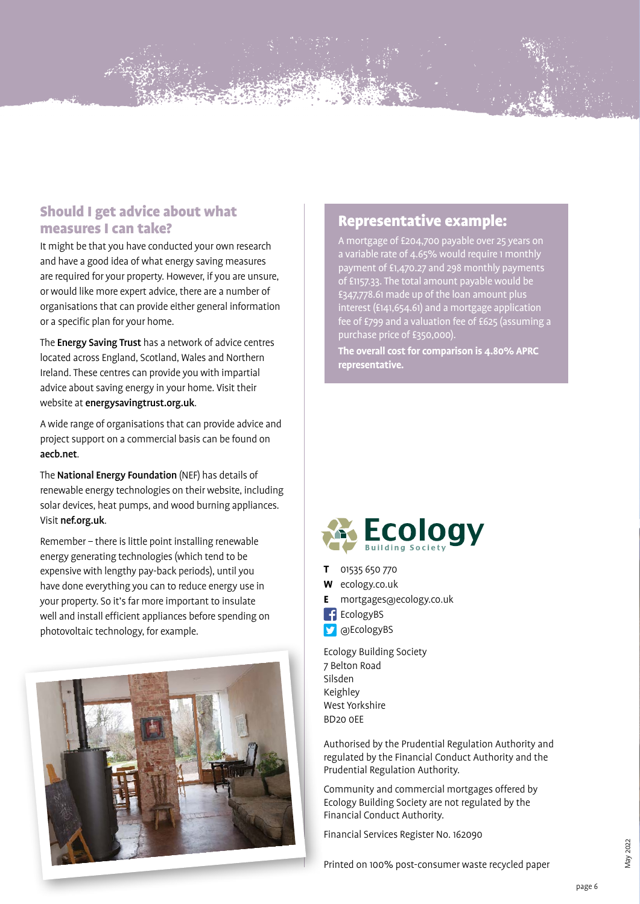## Should I get advice about what measures I can take?

It might be that you have conducted your own research and have a good idea of what energy saving measures are required for your property. However, if you are unsure, or would like more expert advice, there are a number of organisations that can provide either general information or a specific plan for your home.

The **Energy Saving Trust** has a network of advice centres located across England, Scotland, Wales and Northern Ireland. These centres can provide you with impartial advice about saving energy in your home. Visit their website at **energysavingtrust.org.uk**.

A wide range of organisations that can provide advice and project support on a commercial basis can be found on **aecb.net**.

The **National Energy Foundation** (NEF) has details of renewable energy technologies on their website, including solar devices, heat pumps, and wood burning appliances. Visit **nef.org.uk**.

Remember – there is little point installing renewable energy generating technologies (which tend to be expensive with lengthy pay-back periods), until you have done everything you can to reduce energy use in your property. So it's far more important to insulate well and install efficient appliances before spending on photovoltaic technology, for example.

## Representative example:

A mortgage of £204,700 payable over 25 years on a variable rate of 4.65% would require 1 monthly payment of £1,470.27 and 298 monthly payments of £1157.33. The total amount payable would be £347,778.61 made up of the loan amount plus interest (£141,654.61) and a mortgage application fee of £799 and a valuation fee of £625 (assuming a purchase price of £350,000).

**The overall cost for comparison is 4.80% APRC representative.**

**Ecology** Building Society

**T** 01535 650 770
**W** ecology.co.uk
**E** mortgages@ecology.co.uk
EcologyBS
@EcologyBS

Ecology Building Society
7 Belton Road
Silsden
Keighley
West Yorkshire
BD20 0EE

Authorised by the Prudential Regulation Authority and regulated by the Financial Conduct Authority and the Prudential Regulation Authority.

Community and commercial mortgages offered by Ecology Building Society are not regulated by the Financial Conduct Authority.

Financial Services Register No. 162090

Printed on 100% post-consumer waste recycled paper

May 2022